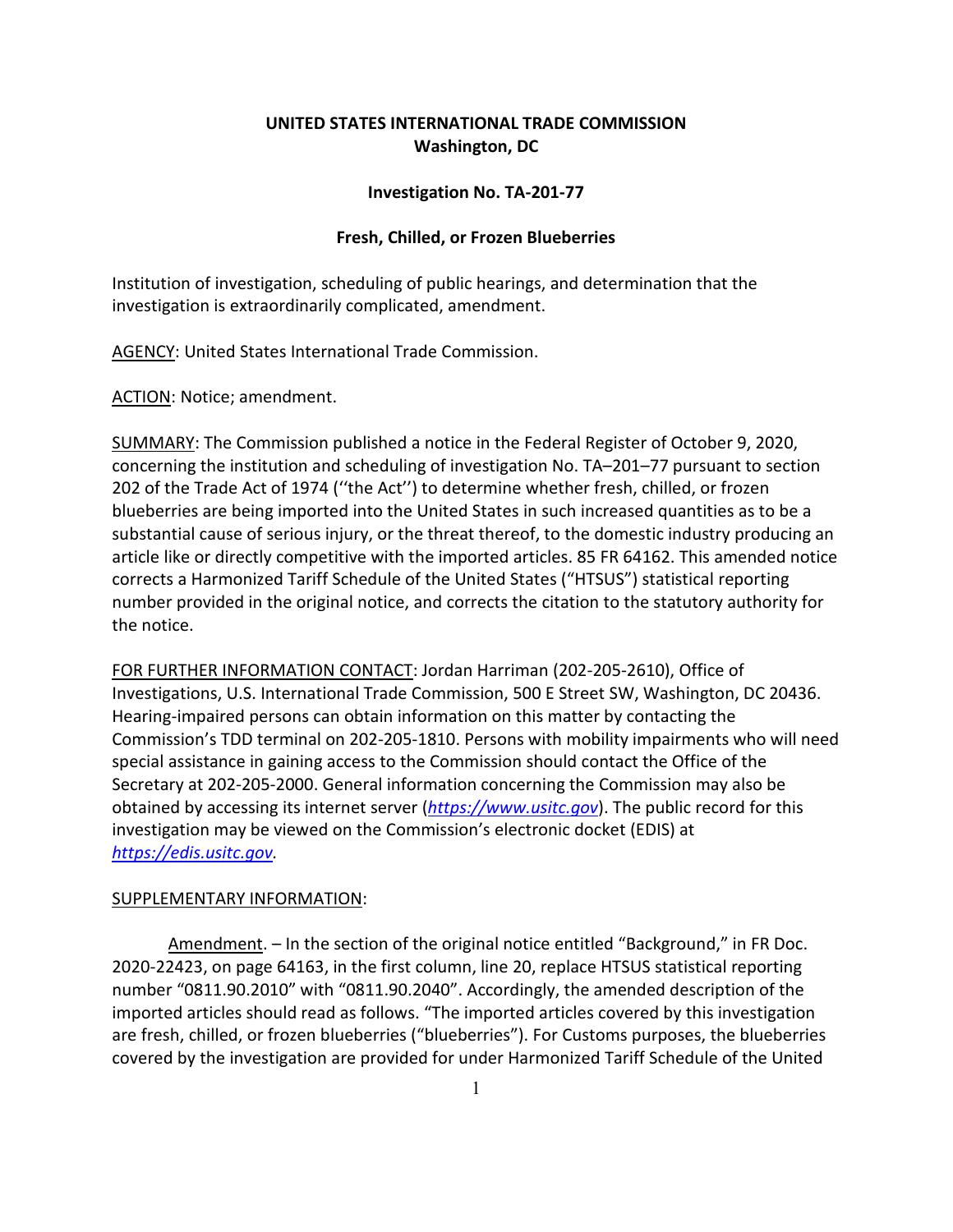**UNITED STATES INTERNATIONAL TRADE COMMISSION**
**Washington, DC**

**Investigation No. TA-201-77**

**Fresh, Chilled, or Frozen Blueberries**

Institution of investigation, scheduling of public hearings, and determination that the investigation is extraordinarily complicated, amendment.

AGENCY: United States International Trade Commission.

ACTION: Notice; amendment.

SUMMARY: The Commission published a notice in the Federal Register of October 9, 2020, concerning the institution and scheduling of investigation No. TA–201–77 pursuant to section 202 of the Trade Act of 1974 (''the Act'') to determine whether fresh, chilled, or frozen blueberries are being imported into the United States in such increased quantities as to be a substantial cause of serious injury, or the threat thereof, to the domestic industry producing an article like or directly competitive with the imported articles. 85 FR 64162. This amended notice corrects a Harmonized Tariff Schedule of the United States ("HTSUS") statistical reporting number provided in the original notice, and corrects the citation to the statutory authority for the notice.

FOR FURTHER INFORMATION CONTACT: Jordan Harriman (202-205-2610), Office of Investigations, U.S. International Trade Commission, 500 E Street SW, Washington, DC 20436. Hearing-impaired persons can obtain information on this matter by contacting the Commission's TDD terminal on 202-205-1810. Persons with mobility impairments who will need special assistance in gaining access to the Commission should contact the Office of the Secretary at 202-205-2000. General information concerning the Commission may also be obtained by accessing its internet server (*https://www.usitc.gov*). The public record for this investigation may be viewed on the Commission's electronic docket (EDIS) at *https://edis.usitc.gov.*

SUPPLEMENTARY INFORMATION:

Amendment. – In the section of the original notice entitled "Background," in FR Doc. 2020-22423, on page 64163, in the first column, line 20, replace HTSUS statistical reporting number "0811.90.2010" with "0811.90.2040". Accordingly, the amended description of the imported articles should read as follows. "The imported articles covered by this investigation are fresh, chilled, or frozen blueberries ("blueberries"). For Customs purposes, the blueberries covered by the investigation are provided for under Harmonized Tariff Schedule of the United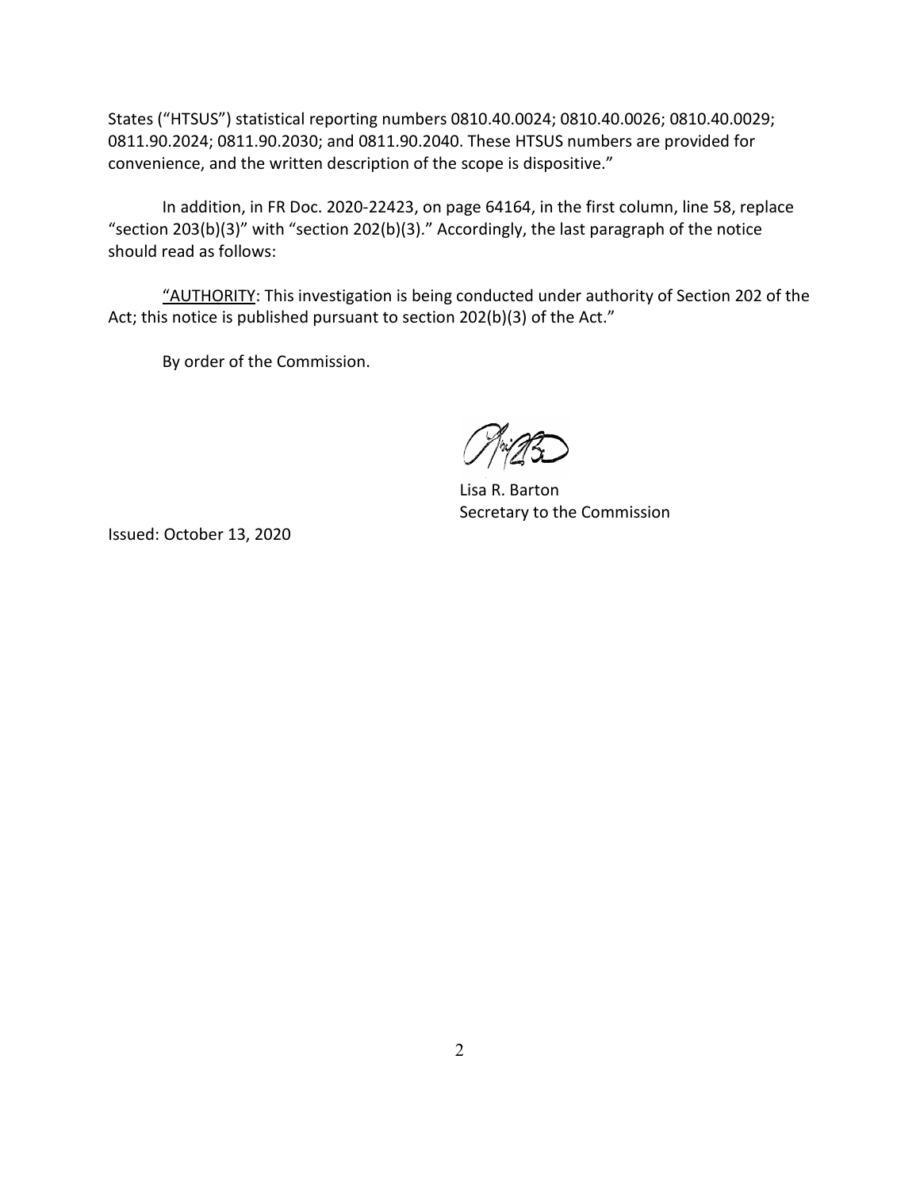States ("HTSUS") statistical reporting numbers 0810.40.0024; 0810.40.0026; 0810.40.0029; 0811.90.2024; 0811.90.2030; and 0811.90.2040. These HTSUS numbers are provided for convenience, and the written description of the scope is dispositive."

In addition, in FR Doc. 2020-22423, on page 64164, in the first column, line 58, replace "section 203(b)(3)" with "section 202(b)(3)." Accordingly, the last paragraph of the notice should read as follows:

"AUTHORITY: This investigation is being conducted under authority of Section 202 of the Act; this notice is published pursuant to section 202(b)(3) of the Act."

By order of the Commission.

Lisa R. Barton
Secretary to the Commission

Issued: October 13, 2020